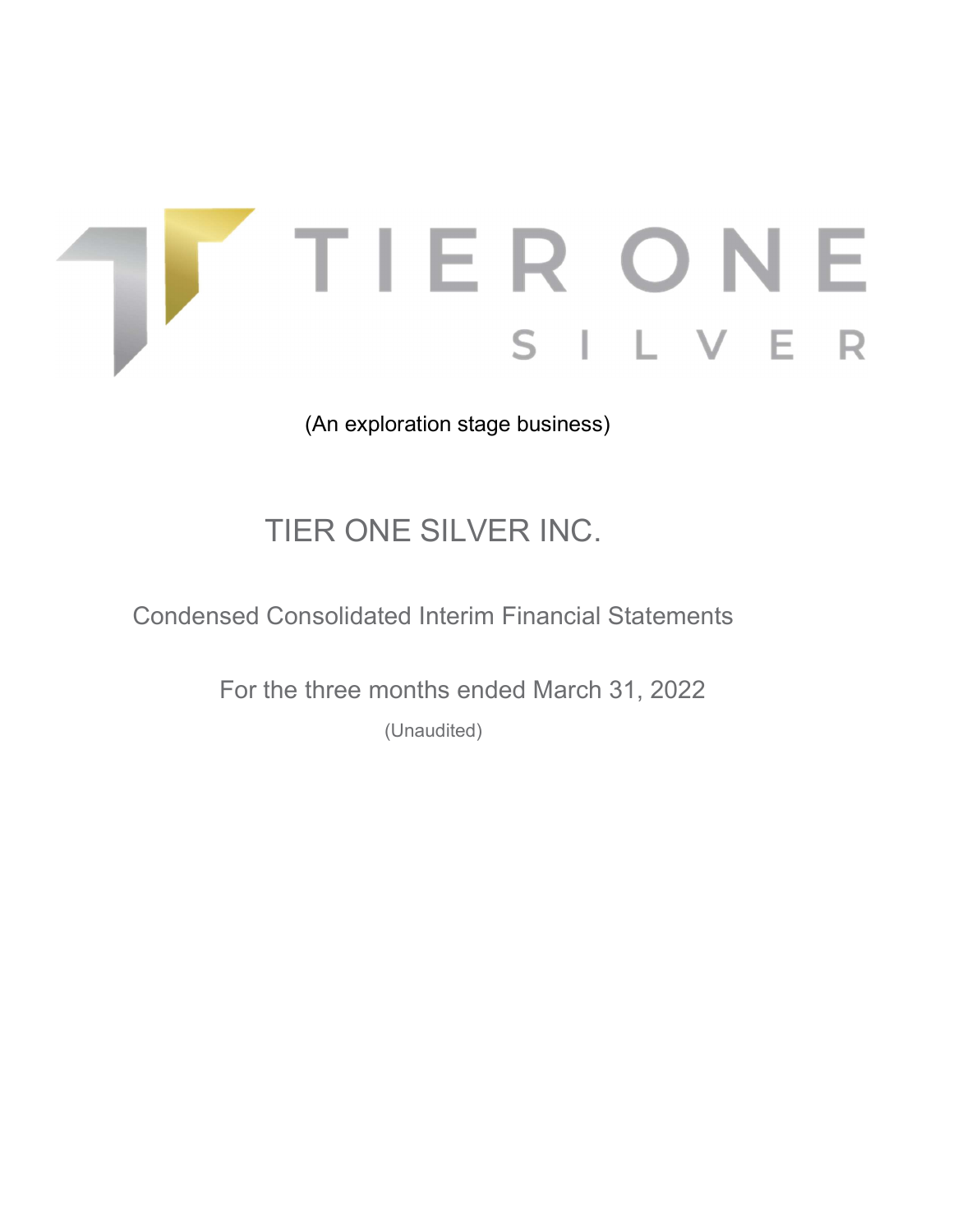TIER ONE SILVER

(An exploration stage business)

# TIER ONE SILVER INC.

## Condensed Consolidated Interim Financial Statements

For the three months ended March 31, 2022

(Unaudited)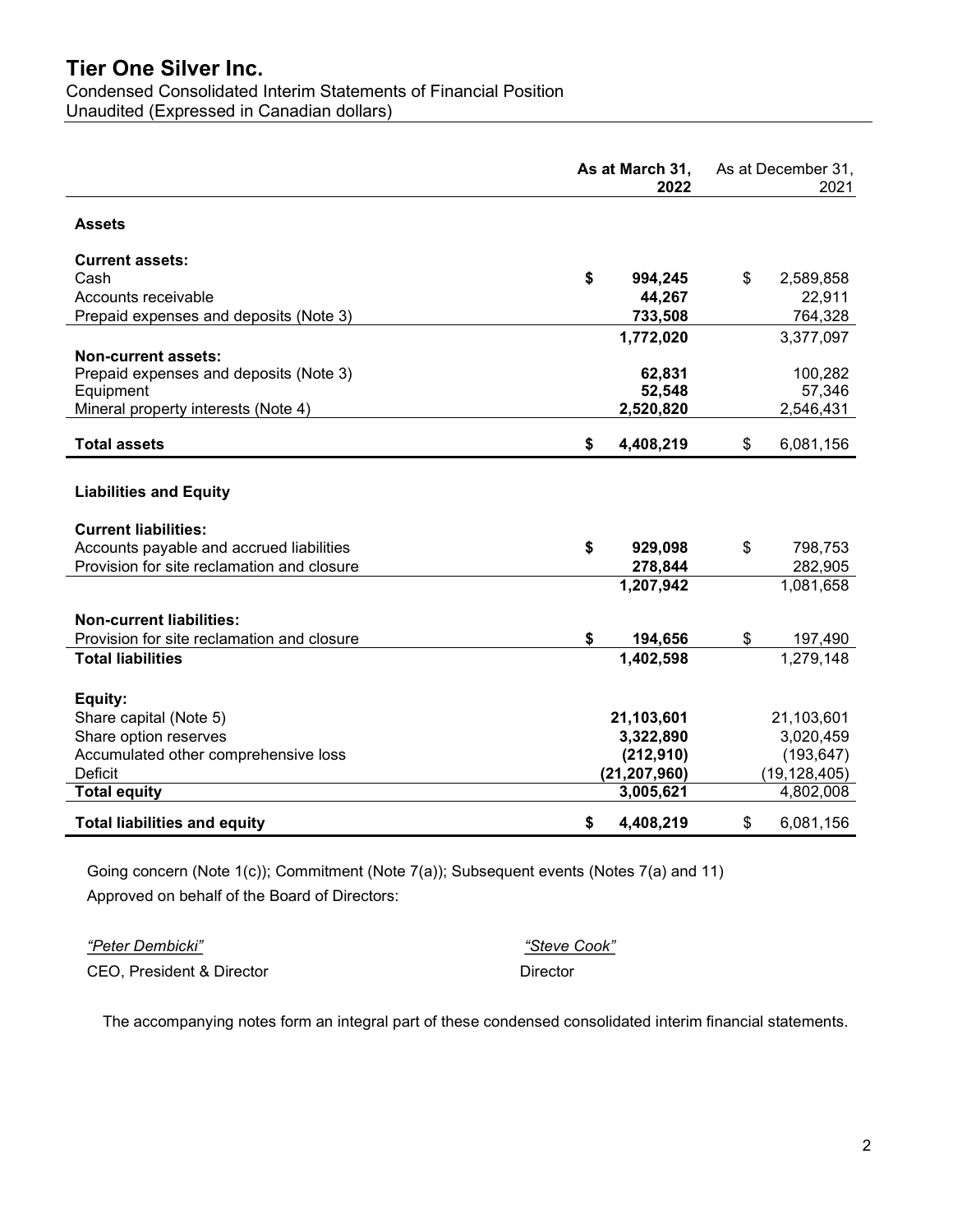# Tier One Silver Inc.

Condensed Consolidated Interim Statements of Financial Position
Unaudited (Expressed in Canadian dollars)

| | **As at March 31, 2022** | As at December 31, 2021 |
|---|---|---|
| **Assets** | | |
| **Current assets:** | | |
| Cash | **$ 994,245** | $ 2,589,858 |
| Accounts receivable | **44,267** | 22,911 |
| Prepaid expenses and deposits (Note 3) | **733,508** | 764,328 |
| | **1,772,020** | 3,377,097 |
| **Non-current assets:** | | |
| Prepaid expenses and deposits (Note 3) | **62,831** | 100,282 |
| Equipment | **52,548** | 57,346 |
| Mineral property interests (Note 4) | **2,520,820** | 2,546,431 |
| **Total assets** | **$ 4,408,219** | $ 6,081,156 |
| **Liabilities and Equity** | | |
| **Current liabilities:** | | |
| Accounts payable and accrued liabilities | **$ 929,098** | $ 798,753 |
| Provision for site reclamation and closure | **278,844** | 282,905 |
| | **1,207,942** | 1,081,658 |
| **Non-current liabilities:** | | |
| Provision for site reclamation and closure | **$ 194,656** | $ 197,490 |
| **Total liabilities** | **1,402,598** | 1,279,148 |
| **Equity:** | | |
| Share capital (Note 5) | **21,103,601** | 21,103,601 |
| Share option reserves | **3,322,890** | 3,020,459 |
| Accumulated other comprehensive loss | **(212,910)** | (193,647) |
| Deficit | **(21,207,960)** | (19,128,405) |
| **Total equity** | **3,005,621** | 4,802,008 |
| **Total liabilities and equity** | **$ 4,408,219** | $ 6,081,156 |

Going concern (Note 1(c)); Commitment (Note 7(a)); Subsequent events (Notes 7(a) and 11)

Approved on behalf of the Board of Directors:

*"Peter Dembicki"*
CEO, President & Director

*"Steve Cook"*
Director

The accompanying notes form an integral part of these condensed consolidated interim financial statements.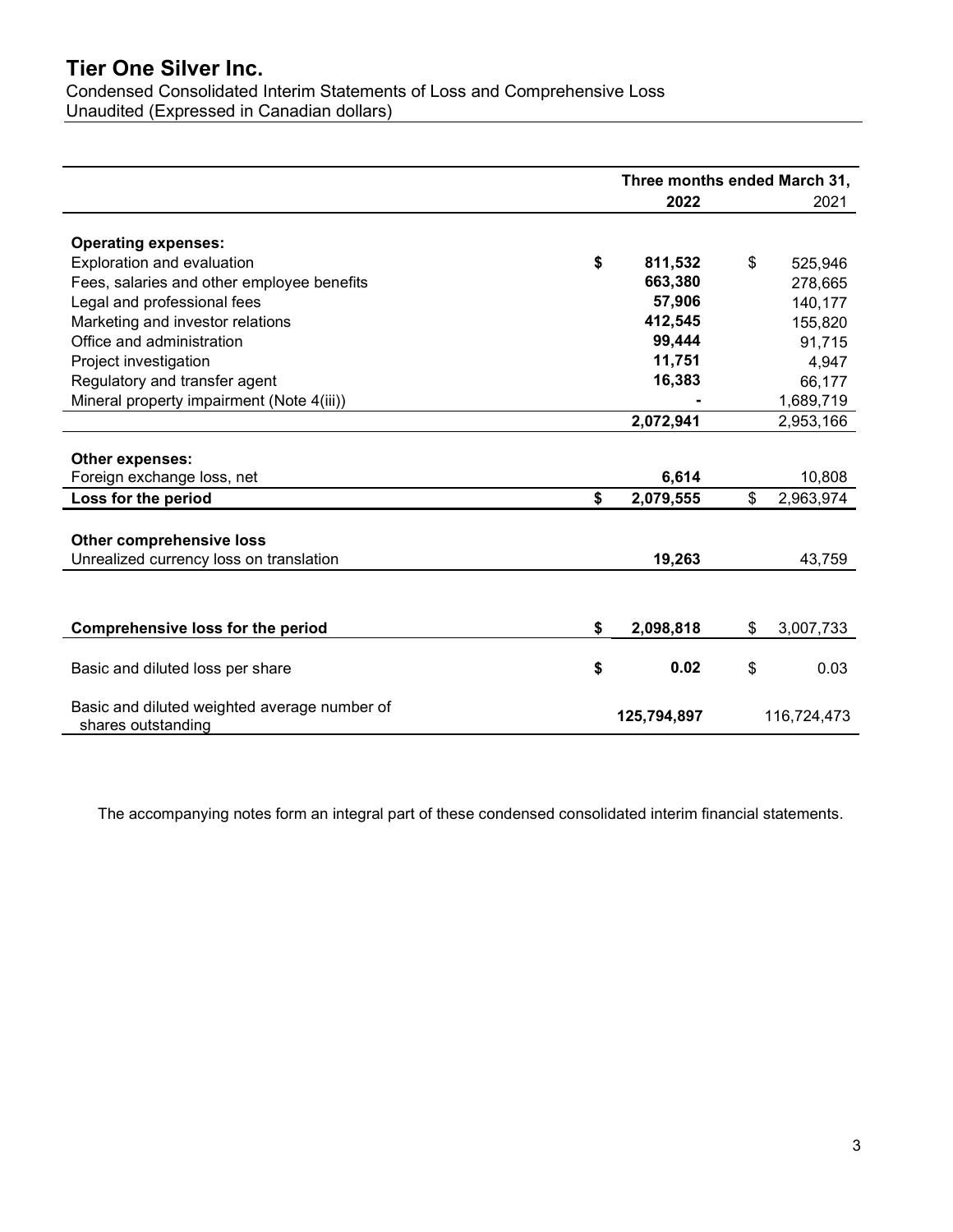# Tier One Silver Inc.

Condensed Consolidated Interim Statements of Loss and Comprehensive Loss
Unaudited (Expressed in Canadian dollars)

| | Three months ended March 31, | |
|---|---|---|
| | **2022** | 2021 |
| **Operating expenses:** | | |
| Exploration and evaluation | **$ 811,532** | $ 525,946 |
| Fees, salaries and other employee benefits | **663,380** | 278,665 |
| Legal and professional fees | **57,906** | 140,177 |
| Marketing and investor relations | **412,545** | 155,820 |
| Office and administration | **99,444** | 91,715 |
| Project investigation | **11,751** | 4,947 |
| Regulatory and transfer agent | **16,383** | 66,177 |
| Mineral property impairment (Note 4(iii)) | **-** | 1,689,719 |
| | **2,072,941** | 2,953,166 |
| **Other expenses:** | | |
| Foreign exchange loss, net | **6,614** | 10,808 |
| **Loss for the period** | **$ 2,079,555** | $ 2,963,974 |
| **Other comprehensive loss** | | |
| Unrealized currency loss on translation | **19,263** | 43,759 |
| **Comprehensive loss for the period** | **$ 2,098,818** | $ 3,007,733 |
| Basic and diluted loss per share | **$ 0.02** | $ 0.03 |
| Basic and diluted weighted average number of shares outstanding | **125,794,897** | 116,724,473 |

The accompanying notes form an integral part of these condensed consolidated interim financial statements.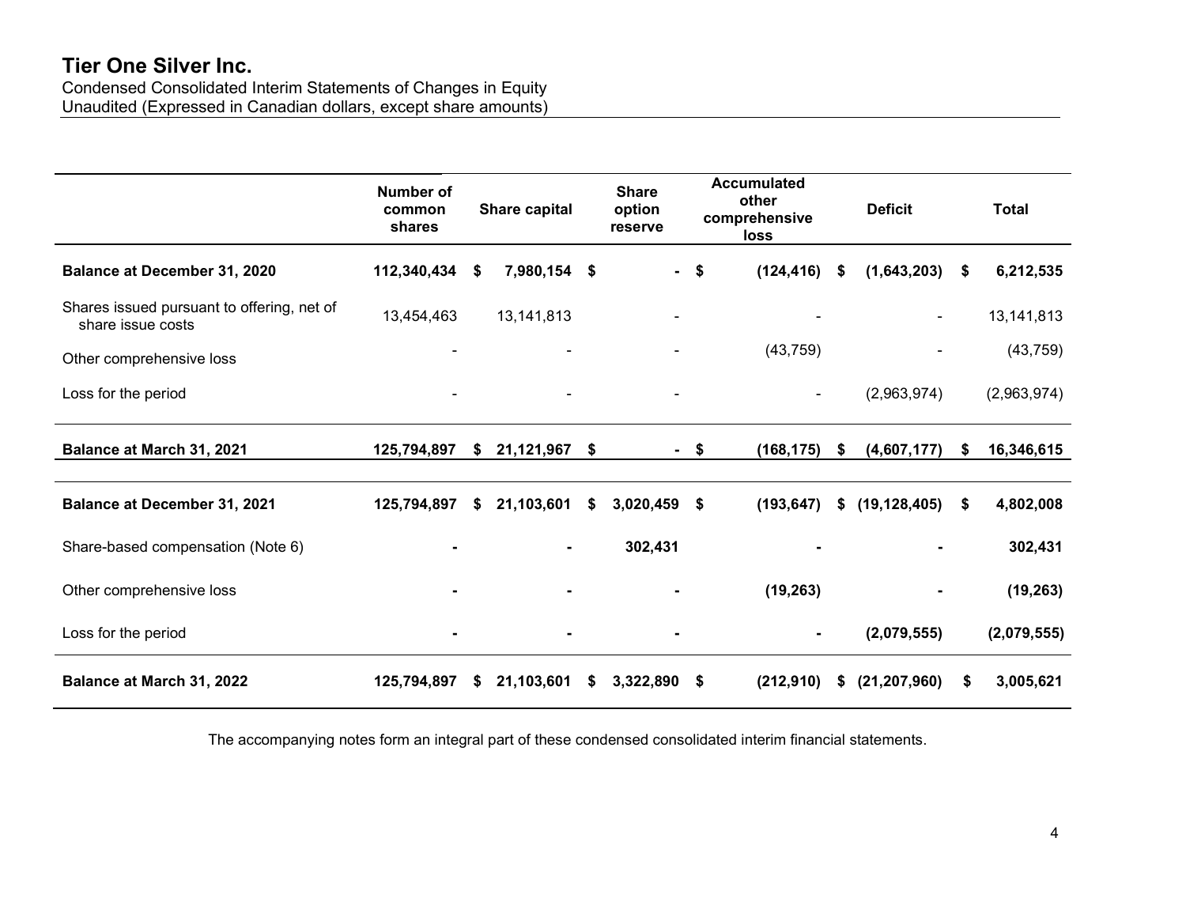# Tier One Silver Inc.

Condensed Consolidated Interim Statements of Changes in Equity
Unaudited (Expressed in Canadian dollars, except share amounts)

| | Number of common shares | Share capital | Share option reserve | Accumulated other comprehensive loss | Deficit | Total |
|---|---|---|---|---|---|---|
| **Balance at December 31, 2020** | **112,340,434** | **$ 7,980,154** | **$ -** | **$ (124,416)** | **$ (1,643,203)** | **$ 6,212,535** |
| Shares issued pursuant to offering, net of share issue costs | 13,454,463 | 13,141,813 | - | - | - | 13,141,813 |
| Other comprehensive loss | - | - | - | (43,759) | - | (43,759) |
| Loss for the period | - | - | - | - | (2,963,974) | (2,963,974) |
| **Balance at March 31, 2021** | **125,794,897** | **$ 21,121,967** | **$ -** | **$ (168,175)** | **$ (4,607,177)** | **$ 16,346,615** |
| **Balance at December 31, 2021** | **125,794,897** | **$ 21,103,601** | **$ 3,020,459** | **$ (193,647)** | **$ (19,128,405)** | **$ 4,802,008** |
| Share-based compensation (Note 6) | **-** | **-** | **302,431** | **-** | **-** | **302,431** |
| Other comprehensive loss | **-** | **-** | **-** | **(19,263)** | **-** | **(19,263)** |
| Loss for the period | **-** | **-** | **-** | **-** | **(2,079,555)** | **(2,079,555)** |
| **Balance at March 31, 2022** | **125,794,897** | **$ 21,103,601** | **$ 3,322,890** | **$ (212,910)** | **$ (21,207,960)** | **$ 3,005,621** |

The accompanying notes form an integral part of these condensed consolidated interim financial statements.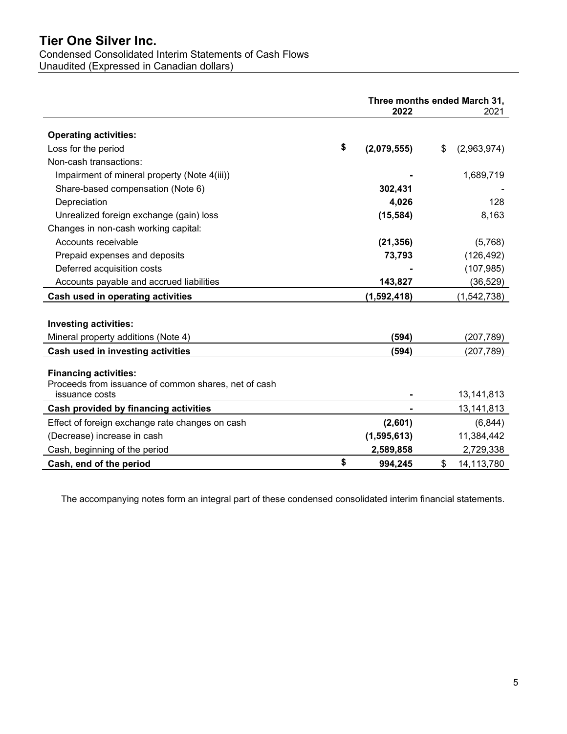# Tier One Silver Inc.

Condensed Consolidated Interim Statements of Cash Flows
Unaudited (Expressed in Canadian dollars)

| | Three months ended March 31, | |
|---|---|---|
| | **2022** | 2021 |
| **Operating activities:** | | |
| Loss for the period | **$ (2,079,555)** | $ (2,963,974) |
| Non-cash transactions: | | |
| Impairment of mineral property (Note 4(iii)) | **-** | 1,689,719 |
| Share-based compensation (Note 6) | **302,431** | - |
| Depreciation | **4,026** | 128 |
| Unrealized foreign exchange (gain) loss | **(15,584)** | 8,163 |
| Changes in non-cash working capital: | | |
| Accounts receivable | **(21,356)** | (5,768) |
| Prepaid expenses and deposits | **73,793** | (126,492) |
| Deferred acquisition costs | **-** | (107,985) |
| Accounts payable and accrued liabilities | **143,827** | (36,529) |
| **Cash used in operating activities** | **(1,592,418)** | (1,542,738) |
| **Investing activities:** | | |
| Mineral property additions (Note 4) | **(594)** | (207,789) |
| **Cash used in investing activities** | **(594)** | (207,789) |
| **Financing activities:** | | |
| Proceeds from issuance of common shares, net of cash issuance costs | **-** | 13,141,813 |
| **Cash provided by financing activities** | **-** | 13,141,813 |
| Effect of foreign exchange rate changes on cash | **(2,601)** | (6,844) |
| (Decrease) increase in cash | **(1,595,613)** | 11,384,442 |
| Cash, beginning of the period | **2,589,858** | 2,729,338 |
| **Cash, end of the period** | **$ 994,245** | $ 14,113,780 |

The accompanying notes form an integral part of these condensed consolidated interim financial statements.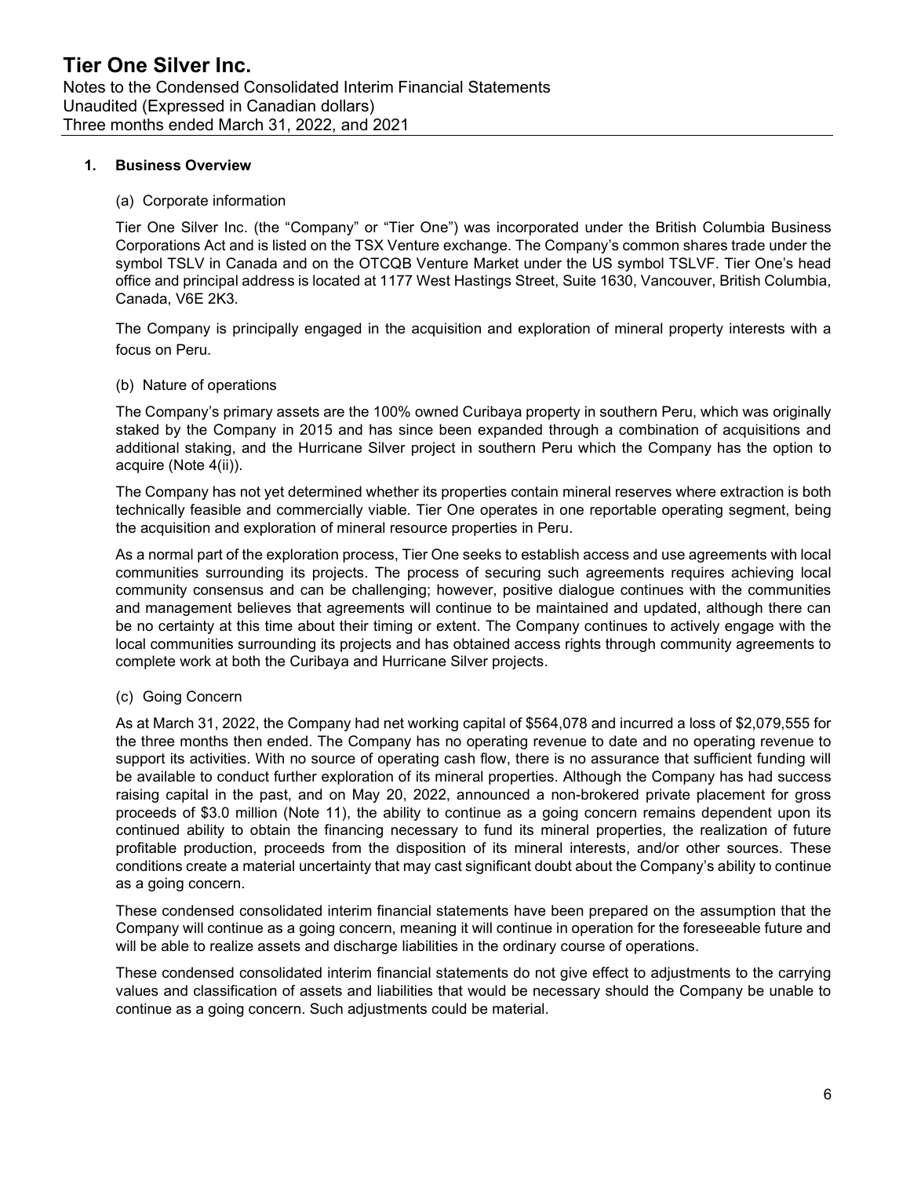## 1. Business Overview

### (a) Corporate information

Tier One Silver Inc. (the "Company" or "Tier One") was incorporated under the British Columbia Business Corporations Act and is listed on the TSX Venture exchange. The Company's common shares trade under the symbol TSLV in Canada and on the OTCQB Venture Market under the US symbol TSLVF. Tier One's head office and principal address is located at 1177 West Hastings Street, Suite 1630, Vancouver, British Columbia, Canada, V6E 2K3.

The Company is principally engaged in the acquisition and exploration of mineral property interests with a focus on Peru.

### (b) Nature of operations

The Company's primary assets are the 100% owned Curibaya property in southern Peru, which was originally staked by the Company in 2015 and has since been expanded through a combination of acquisitions and additional staking, and the Hurricane Silver project in southern Peru which the Company has the option to acquire (Note 4(ii)).

The Company has not yet determined whether its properties contain mineral reserves where extraction is both technically feasible and commercially viable. Tier One operates in one reportable operating segment, being the acquisition and exploration of mineral resource properties in Peru.

As a normal part of the exploration process, Tier One seeks to establish access and use agreements with local communities surrounding its projects. The process of securing such agreements requires achieving local community consensus and can be challenging; however, positive dialogue continues with the communities and management believes that agreements will continue to be maintained and updated, although there can be no certainty at this time about their timing or extent. The Company continues to actively engage with the local communities surrounding its projects and has obtained access rights through community agreements to complete work at both the Curibaya and Hurricane Silver projects.

### (c) Going Concern

As at March 31, 2022, the Company had net working capital of $564,078 and incurred a loss of $2,079,555 for the three months then ended. The Company has no operating revenue to date and no operating revenue to support its activities. With no source of operating cash flow, there is no assurance that sufficient funding will be available to conduct further exploration of its mineral properties. Although the Company has had success raising capital in the past, and on May 20, 2022, announced a non-brokered private placement for gross proceeds of $3.0 million (Note 11), the ability to continue as a going concern remains dependent upon its continued ability to obtain the financing necessary to fund its mineral properties, the realization of future profitable production, proceeds from the disposition of its mineral interests, and/or other sources. These conditions create a material uncertainty that may cast significant doubt about the Company's ability to continue as a going concern.

These condensed consolidated interim financial statements have been prepared on the assumption that the Company will continue as a going concern, meaning it will continue in operation for the foreseeable future and will be able to realize assets and discharge liabilities in the ordinary course of operations.

These condensed consolidated interim financial statements do not give effect to adjustments to the carrying values and classification of assets and liabilities that would be necessary should the Company be unable to continue as a going concern. Such adjustments could be material.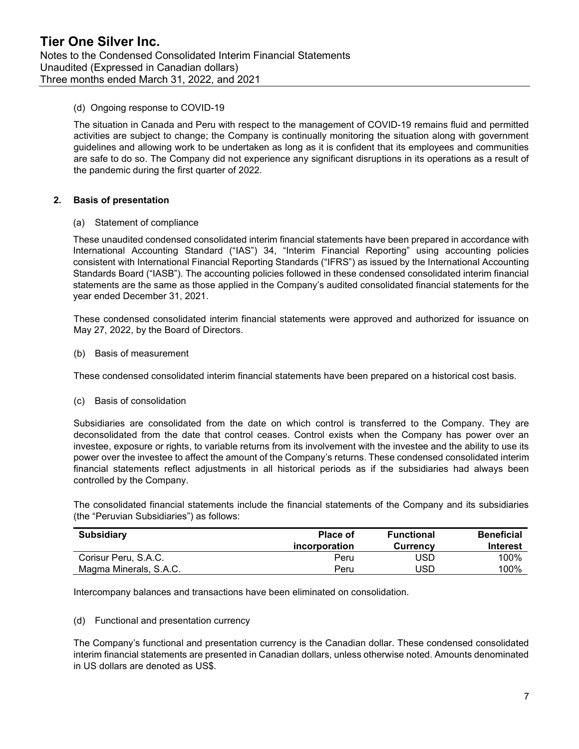(d) Ongoing response to COVID-19

The situation in Canada and Peru with respect to the management of COVID-19 remains fluid and permitted activities are subject to change; the Company is continually monitoring the situation along with government guidelines and allowing work to be undertaken as long as it is confident that its employees and communities are safe to do so. The Company did not experience any significant disruptions in its operations as a result of the pandemic during the first quarter of 2022.

## 2. Basis of presentation

(a) Statement of compliance

These unaudited condensed consolidated interim financial statements have been prepared in accordance with International Accounting Standard ("IAS") 34, "Interim Financial Reporting" using accounting policies consistent with International Financial Reporting Standards ("IFRS") as issued by the International Accounting Standards Board ("IASB"). The accounting policies followed in these condensed consolidated interim financial statements are the same as those applied in the Company's audited consolidated financial statements for the year ended December 31, 2021.

These condensed consolidated interim financial statements were approved and authorized for issuance on May 27, 2022, by the Board of Directors.

(b) Basis of measurement

These condensed consolidated interim financial statements have been prepared on a historical cost basis.

(c) Basis of consolidation

Subsidiaries are consolidated from the date on which control is transferred to the Company. They are deconsolidated from the date that control ceases. Control exists when the Company has power over an investee, exposure or rights, to variable returns from its involvement with the investee and the ability to use its power over the investee to affect the amount of the Company's returns. These condensed consolidated interim financial statements reflect adjustments in all historical periods as if the subsidiaries had always been controlled by the Company.

The consolidated financial statements include the financial statements of the Company and its subsidiaries (the "Peruvian Subsidiaries") as follows:

| Subsidiary | Place of incorporation | Functional Currency | Beneficial Interest |
|---|---|---|---|
| Corisur Peru, S.A.C. | Peru | USD | 100% |
| Magma Minerals, S.A.C. | Peru | USD | 100% |

Intercompany balances and transactions have been eliminated on consolidation.

(d) Functional and presentation currency

The Company's functional and presentation currency is the Canadian dollar. These condensed consolidated interim financial statements are presented in Canadian dollars, unless otherwise noted. Amounts denominated in US dollars are denoted as US$.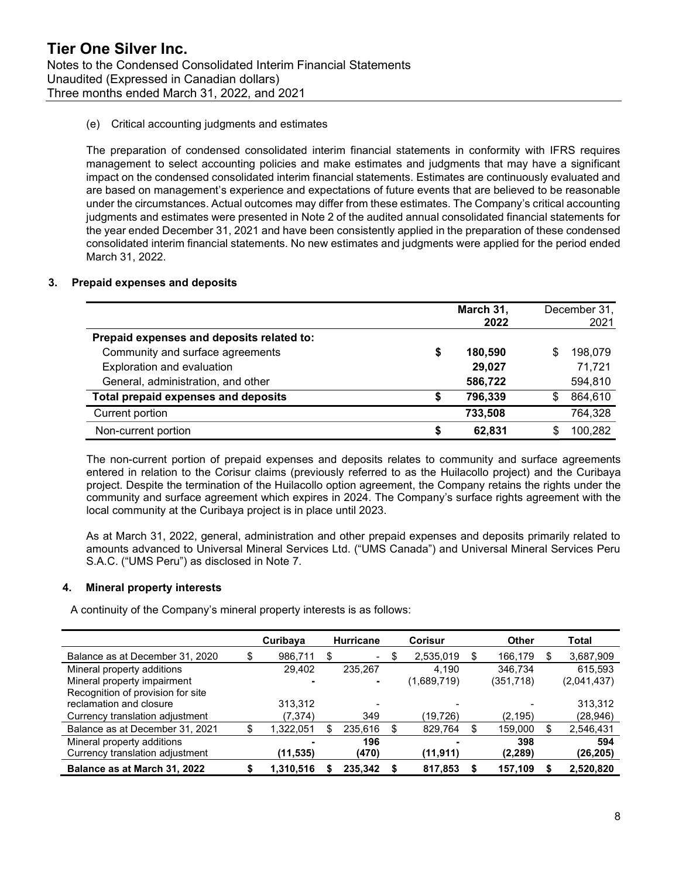(e) Critical accounting judgments and estimates

The preparation of condensed consolidated interim financial statements in conformity with IFRS requires management to select accounting policies and make estimates and judgments that may have a significant impact on the condensed consolidated interim financial statements. Estimates are continuously evaluated and are based on management's experience and expectations of future events that are believed to be reasonable under the circumstances. Actual outcomes may differ from these estimates. The Company's critical accounting judgments and estimates were presented in Note 2 of the audited annual consolidated financial statements for the year ended December 31, 2021 and have been consistently applied in the preparation of these condensed consolidated interim financial statements. No new estimates and judgments were applied for the period ended March 31, 2022.

## 3. Prepaid expenses and deposits

| | **March 31, 2022** | December 31, 2021 |
|---|---|---|
| **Prepaid expenses and deposits related to:** | | |
| Community and surface agreements | **$ 180,590** | $ 198,079 |
| Exploration and evaluation | **29,027** | 71,721 |
| General, administration, and other | **586,722** | 594,810 |
| **Total prepaid expenses and deposits** | **$ 796,339** | $ 864,610 |
| Current portion | **733,508** | 764,328 |
| Non-current portion | **$ 62,831** | $ 100,282 |

The non-current portion of prepaid expenses and deposits relates to community and surface agreements entered in relation to the Corisur claims (previously referred to as the Huilacollo project) and the Curibaya project. Despite the termination of the Huilacollo option agreement, the Company retains the rights under the community and surface agreement which expires in 2024. The Company's surface rights agreement with the local community at the Curibaya project is in place until 2023.

As at March 31, 2022, general, administration and other prepaid expenses and deposits primarily related to amounts advanced to Universal Mineral Services Ltd. ("UMS Canada") and Universal Mineral Services Peru S.A.C. ("UMS Peru") as disclosed in Note 7.

## 4. Mineral property interests

A continuity of the Company's mineral property interests is as follows:

| | **Curibaya** | **Hurricane** | **Corisur** | **Other** | **Total** |
|---|---|---|---|---|---|
| Balance as at December 31, 2020 | $ 986,711 | $ - | $ 2,535,019 | $ 166,179 | $ 3,687,909 |
| Mineral property additions | 29,402 | 235,267 | 4,190 | 346,734 | 615,593 |
| Mineral property impairment | - | - | (1,689,719) | (351,718) | (2,041,437) |
| Recognition of provision for site reclamation and closure | 313,312 | - | - | - | 313,312 |
| Currency translation adjustment | (7,374) | 349 | (19,726) | (2,195) | (28,946) |
| Balance as at December 31, 2021 | $ 1,322,051 | $ 235,616 | $ 829,764 | $ 159,000 | $ 2,546,431 |
| Mineral property additions | **-** | **196** | **-** | **398** | **594** |
| Currency translation adjustment | **(11,535)** | **(470)** | **(11,911)** | **(2,289)** | **(26,205)** |
| **Balance as at March 31, 2022** | **$ 1,310,516** | **$ 235,342** | **$ 817,853** | **$ 157,109** | **$ 2,520,820** |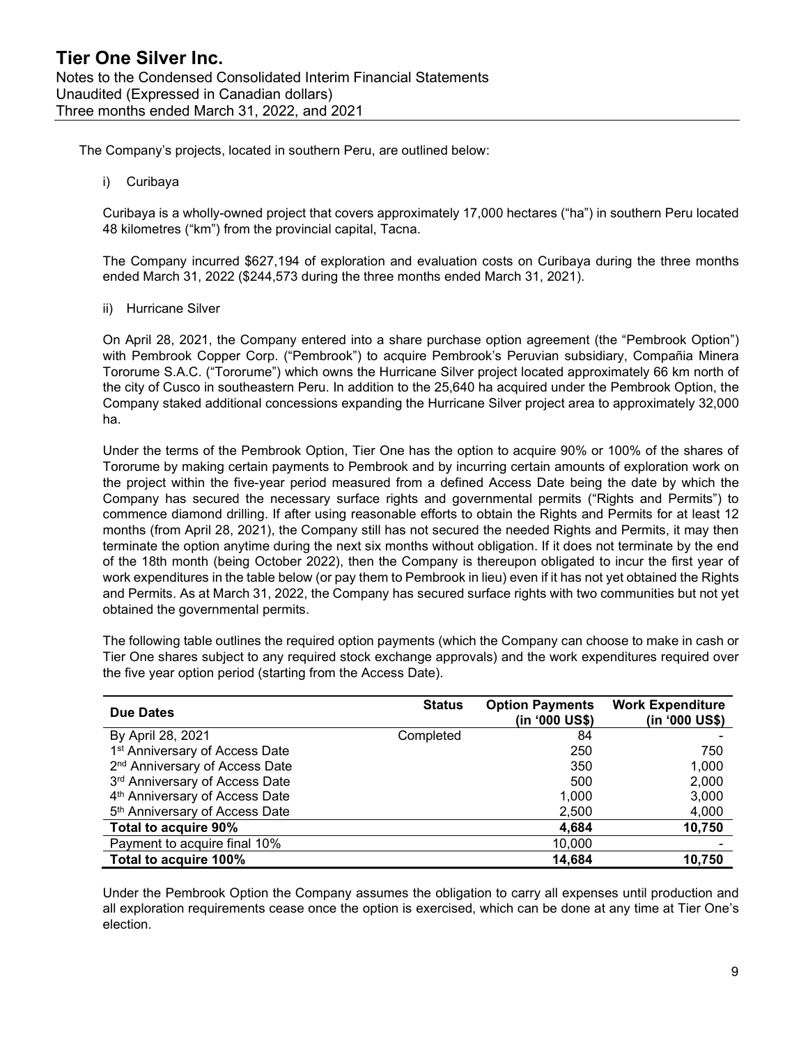The Company's projects, located in southern Peru, are outlined below:

i) Curibaya

Curibaya is a wholly-owned project that covers approximately 17,000 hectares ("ha") in southern Peru located 48 kilometres ("km") from the provincial capital, Tacna.

The Company incurred $627,194 of exploration and evaluation costs on Curibaya during the three months ended March 31, 2022 ($244,573 during the three months ended March 31, 2021).

ii) Hurricane Silver

On April 28, 2021, the Company entered into a share purchase option agreement (the "Pembrook Option") with Pembrook Copper Corp. ("Pembrook") to acquire Pembrook's Peruvian subsidiary, Compañia Minera Tororume S.A.C. ("Tororume") which owns the Hurricane Silver project located approximately 66 km north of the city of Cusco in southeastern Peru. In addition to the 25,640 ha acquired under the Pembrook Option, the Company staked additional concessions expanding the Hurricane Silver project area to approximately 32,000 ha.

Under the terms of the Pembrook Option, Tier One has the option to acquire 90% or 100% of the shares of Tororume by making certain payments to Pembrook and by incurring certain amounts of exploration work on the project within the five-year period measured from a defined Access Date being the date by which the Company has secured the necessary surface rights and governmental permits ("Rights and Permits") to commence diamond drilling. If after using reasonable efforts to obtain the Rights and Permits for at least 12 months (from April 28, 2021), the Company still has not secured the needed Rights and Permits, it may then terminate the option anytime during the next six months without obligation. If it does not terminate by the end of the 18th month (being October 2022), then the Company is thereupon obligated to incur the first year of work expenditures in the table below (or pay them to Pembrook in lieu) even if it has not yet obtained the Rights and Permits. As at March 31, 2022, the Company has secured surface rights with two communities but not yet obtained the governmental permits.

The following table outlines the required option payments (which the Company can choose to make in cash or Tier One shares subject to any required stock exchange approvals) and the work expenditures required over the five year option period (starting from the Access Date).

| Due Dates | Status | Option Payments (in '000 US$) | Work Expenditure (in '000 US$) |
|---|---|---|---|
| By April 28, 2021 | Completed | 84 | - |
| 1st Anniversary of Access Date | | 250 | 750 |
| 2nd Anniversary of Access Date | | 350 | 1,000 |
| 3rd Anniversary of Access Date | | 500 | 2,000 |
| 4th Anniversary of Access Date | | 1,000 | 3,000 |
| 5th Anniversary of Access Date | | 2,500 | 4,000 |
| **Total to acquire 90%** | | **4,684** | **10,750** |
| Payment to acquire final 10% | | 10,000 | - |
| **Total to acquire 100%** | | **14,684** | **10,750** |

Under the Pembrook Option the Company assumes the obligation to carry all expenses until production and all exploration requirements cease once the option is exercised, which can be done at any time at Tier One's election.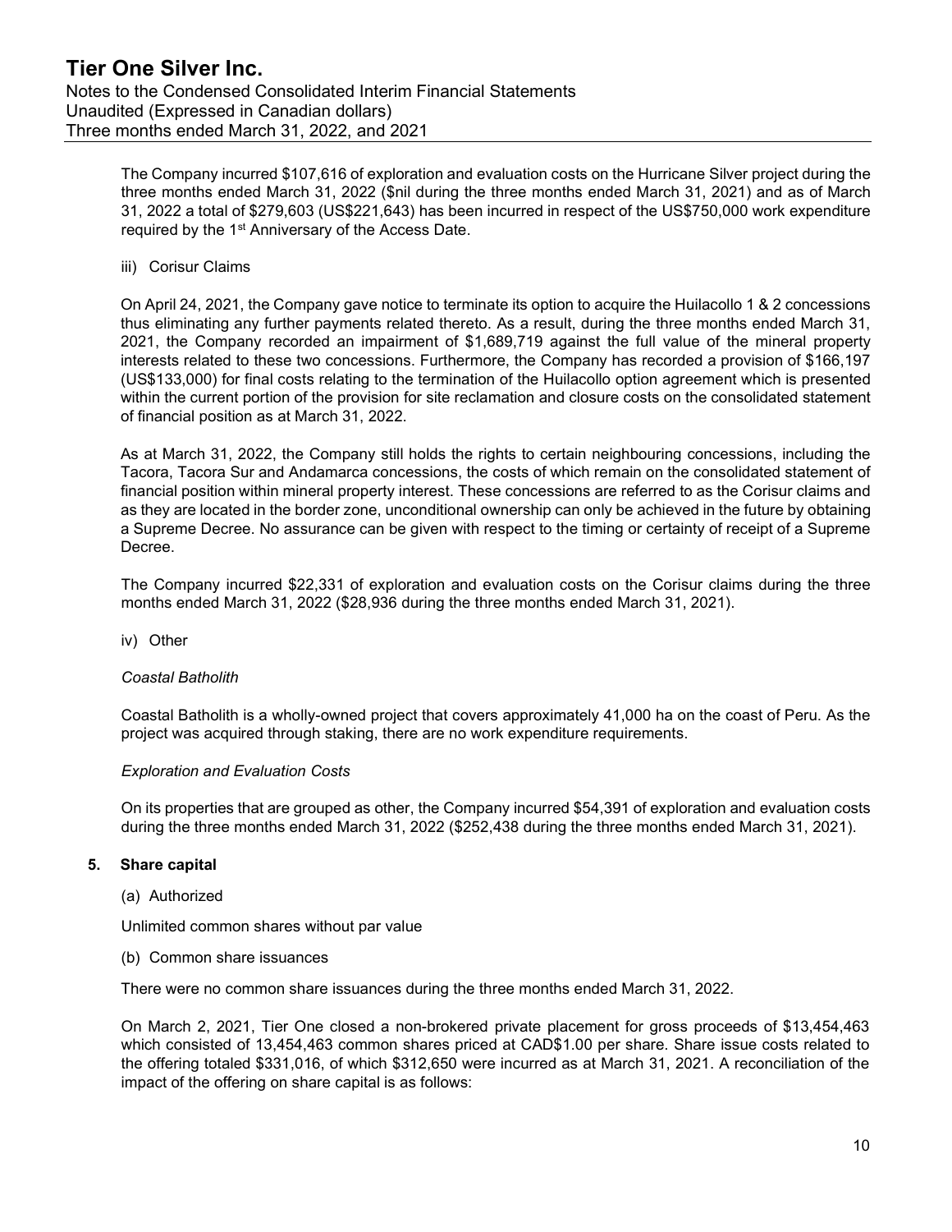The Company incurred $107,616 of exploration and evaluation costs on the Hurricane Silver project during the three months ended March 31, 2022 ($nil during the three months ended March 31, 2021) and as of March 31, 2022 a total of $279,603 (US$221,643) has been incurred in respect of the US$750,000 work expenditure required by the 1st Anniversary of the Access Date.

iii) Corisur Claims

On April 24, 2021, the Company gave notice to terminate its option to acquire the Huilacollo 1 & 2 concessions thus eliminating any further payments related thereto. As a result, during the three months ended March 31, 2021, the Company recorded an impairment of $1,689,719 against the full value of the mineral property interests related to these two concessions. Furthermore, the Company has recorded a provision of $166,197 (US$133,000) for final costs relating to the termination of the Huilacollo option agreement which is presented within the current portion of the provision for site reclamation and closure costs on the consolidated statement of financial position as at March 31, 2022.

As at March 31, 2022, the Company still holds the rights to certain neighbouring concessions, including the Tacora, Tacora Sur and Andamarca concessions, the costs of which remain on the consolidated statement of financial position within mineral property interest. These concessions are referred to as the Corisur claims and as they are located in the border zone, unconditional ownership can only be achieved in the future by obtaining a Supreme Decree. No assurance can be given with respect to the timing or certainty of receipt of a Supreme Decree.

The Company incurred $22,331 of exploration and evaluation costs on the Corisur claims during the three months ended March 31, 2022 ($28,936 during the three months ended March 31, 2021).

iv) Other

*Coastal Batholith*

Coastal Batholith is a wholly-owned project that covers approximately 41,000 ha on the coast of Peru. As the project was acquired through staking, there are no work expenditure requirements.

*Exploration and Evaluation Costs*

On its properties that are grouped as other, the Company incurred $54,391 of exploration and evaluation costs during the three months ended March 31, 2022 ($252,438 during the three months ended March 31, 2021).

## 5. Share capital

(a) Authorized

Unlimited common shares without par value

(b) Common share issuances

There were no common share issuances during the three months ended March 31, 2022.

On March 2, 2021, Tier One closed a non-brokered private placement for gross proceeds of $13,454,463 which consisted of 13,454,463 common shares priced at CAD$1.00 per share. Share issue costs related to the offering totaled $331,016, of which $312,650 were incurred as at March 31, 2021. A reconciliation of the impact of the offering on share capital is as follows: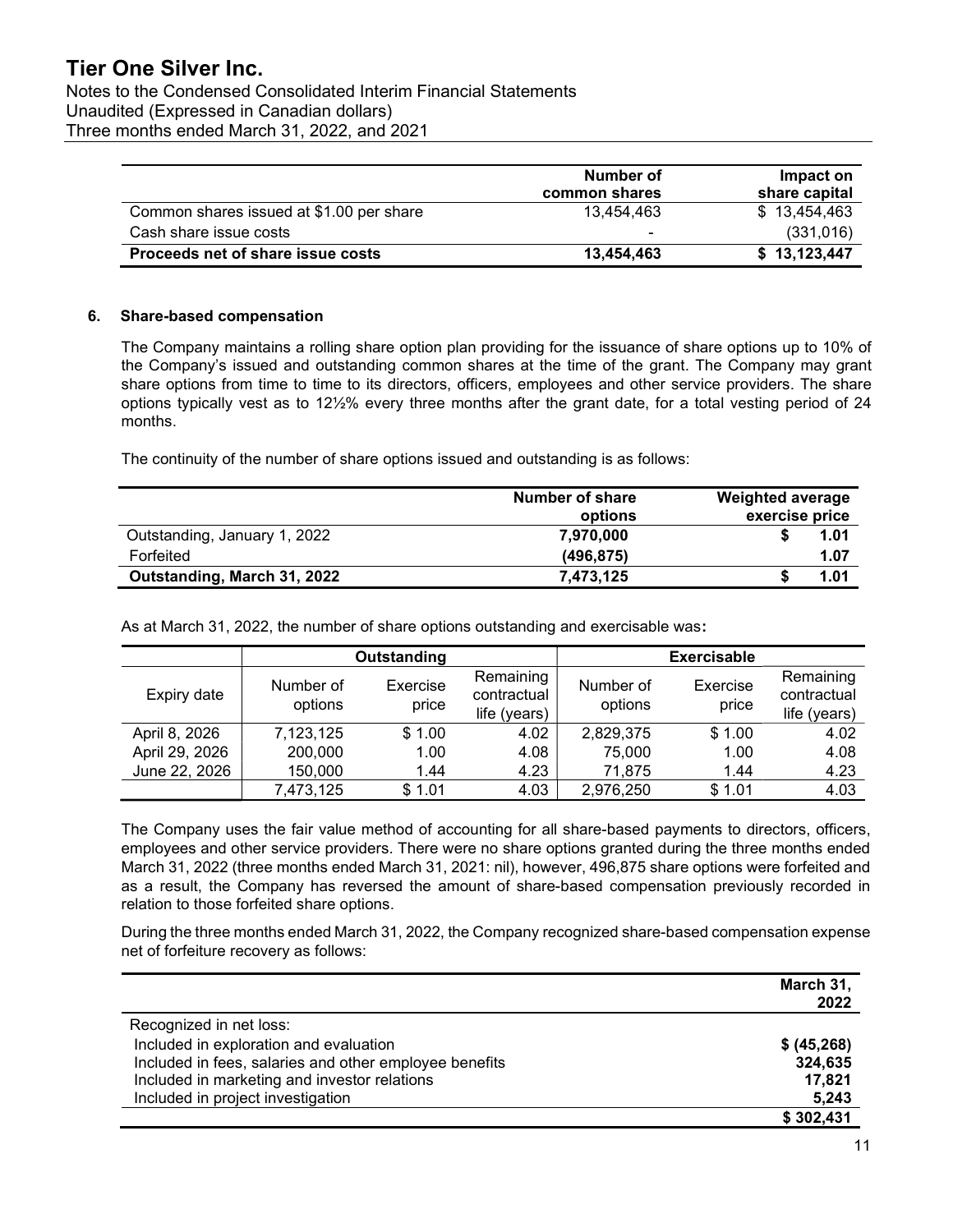|  | Number of common shares | Impact on share capital |
|---|---|---|
| Common shares issued at $1.00 per share | 13,454,463 | $ 13,454,463 |
| Cash share issue costs | - | (331,016) |
| **Proceeds net of share issue costs** | **13,454,463** | **$ 13,123,447** |

## 6. Share-based compensation

The Company maintains a rolling share option plan providing for the issuance of share options up to 10% of the Company's issued and outstanding common shares at the time of the grant. The Company may grant share options from time to time to its directors, officers, employees and other service providers. The share options typically vest as to 12½% every three months after the grant date, for a total vesting period of 24 months.

The continuity of the number of share options issued and outstanding is as follows:

|  | Number of share options | Weighted average exercise price |
|---|---|---|
| Outstanding, January 1, 2022 | **7,970,000** | **$ 1.01** |
| Forfeited | **(496,875)** | **1.07** |
| **Outstanding, March 31, 2022** | **7,473,125** | **$ 1.01** |

As at March 31, 2022, the number of share options outstanding and exercisable was**:**

|  | Outstanding | | | Exercisable | | |
|---|---|---|---|---|---|---|
| Expiry date | Number of options | Exercise price | Remaining contractual life (years) | Number of options | Exercise price | Remaining contractual life (years) |
| April 8, 2026 | 7,123,125 | $ 1.00 | 4.02 | 2,829,375 | $ 1.00 | 4.02 |
| April 29, 2026 | 200,000 | 1.00 | 4.08 | 75,000 | 1.00 | 4.08 |
| June 22, 2026 | 150,000 | 1.44 | 4.23 | 71,875 | 1.44 | 4.23 |
|  | 7,473,125 | $ 1.01 | 4.03 | 2,976,250 | $ 1.01 | 4.03 |

The Company uses the fair value method of accounting for all share-based payments to directors, officers, employees and other service providers. There were no share options granted during the three months ended March 31, 2022 (three months ended March 31, 2021: nil), however, 496,875 share options were forfeited and as a result, the Company has reversed the amount of share-based compensation previously recorded in relation to those forfeited share options.

During the three months ended March 31, 2022, the Company recognized share-based compensation expense net of forfeiture recovery as follows:

|  | March 31, 2022 |
|---|---|
| Recognized in net loss: | |
| Included in exploration and evaluation | **$ (45,268)** |
| Included in fees, salaries and other employee benefits | **324,635** |
| Included in marketing and investor relations | **17,821** |
| Included in project investigation | **5,243** |
|  | **$ 302,431** |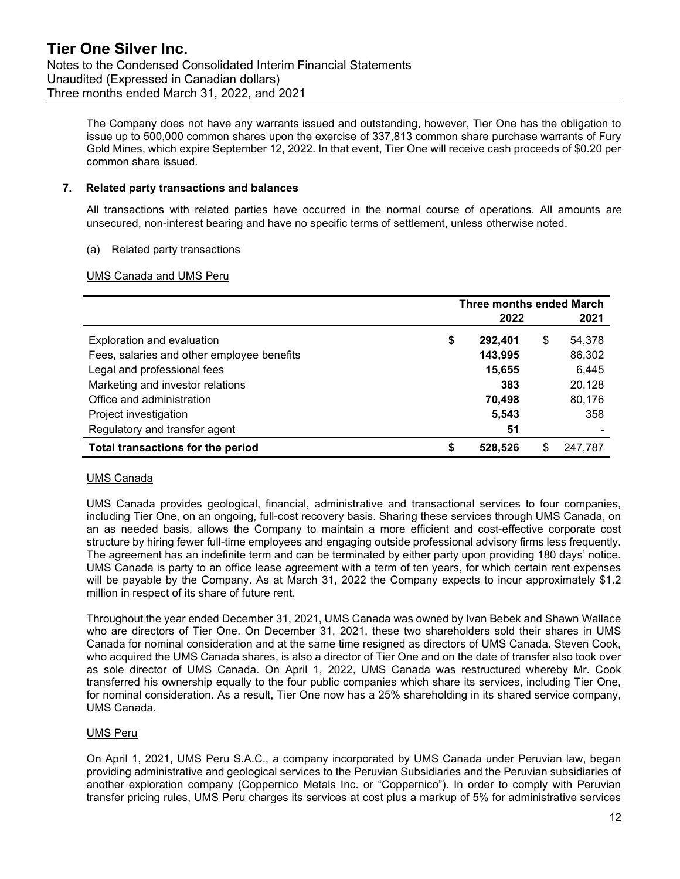The Company does not have any warrants issued and outstanding, however, Tier One has the obligation to issue up to 500,000 common shares upon the exercise of 337,813 common share purchase warrants of Fury Gold Mines, which expire September 12, 2022. In that event, Tier One will receive cash proceeds of $0.20 per common share issued.

## 7. Related party transactions and balances

All transactions with related parties have occurred in the normal course of operations. All amounts are unsecured, non-interest bearing and have no specific terms of settlement, unless otherwise noted.

(a) Related party transactions

UMS Canada and UMS Peru

| | Three months ended March | |
|---|---|---|
| | **2022** | 2021 |
| Exploration and evaluation | **$ 292,401** | $ 54,378 |
| Fees, salaries and other employee benefits | **143,995** | 86,302 |
| Legal and professional fees | **15,655** | 6,445 |
| Marketing and investor relations | **383** | 20,128 |
| Office and administration | **70,498** | 80,176 |
| Project investigation | **5,543** | 358 |
| Regulatory and transfer agent | **51** | - |
| **Total transactions for the period** | **$ 528,526** | $ 247,787 |

UMS Canada

UMS Canada provides geological, financial, administrative and transactional services to four companies, including Tier One, on an ongoing, full-cost recovery basis. Sharing these services through UMS Canada, on an as needed basis, allows the Company to maintain a more efficient and cost-effective corporate cost structure by hiring fewer full-time employees and engaging outside professional advisory firms less frequently. The agreement has an indefinite term and can be terminated by either party upon providing 180 days' notice. UMS Canada is party to an office lease agreement with a term of ten years, for which certain rent expenses will be payable by the Company. As at March 31, 2022 the Company expects to incur approximately $1.2 million in respect of its share of future rent.

Throughout the year ended December 31, 2021, UMS Canada was owned by Ivan Bebek and Shawn Wallace who are directors of Tier One. On December 31, 2021, these two shareholders sold their shares in UMS Canada for nominal consideration and at the same time resigned as directors of UMS Canada. Steven Cook, who acquired the UMS Canada shares, is also a director of Tier One and on the date of transfer also took over as sole director of UMS Canada. On April 1, 2022, UMS Canada was restructured whereby Mr. Cook transferred his ownership equally to the four public companies which share its services, including Tier One, for nominal consideration. As a result, Tier One now has a 25% shareholding in its shared service company, UMS Canada.

UMS Peru

On April 1, 2021, UMS Peru S.A.C., a company incorporated by UMS Canada under Peruvian law, began providing administrative and geological services to the Peruvian Subsidiaries and the Peruvian subsidiaries of another exploration company (Coppernico Metals Inc. or "Coppernico"). In order to comply with Peruvian transfer pricing rules, UMS Peru charges its services at cost plus a markup of 5% for administrative services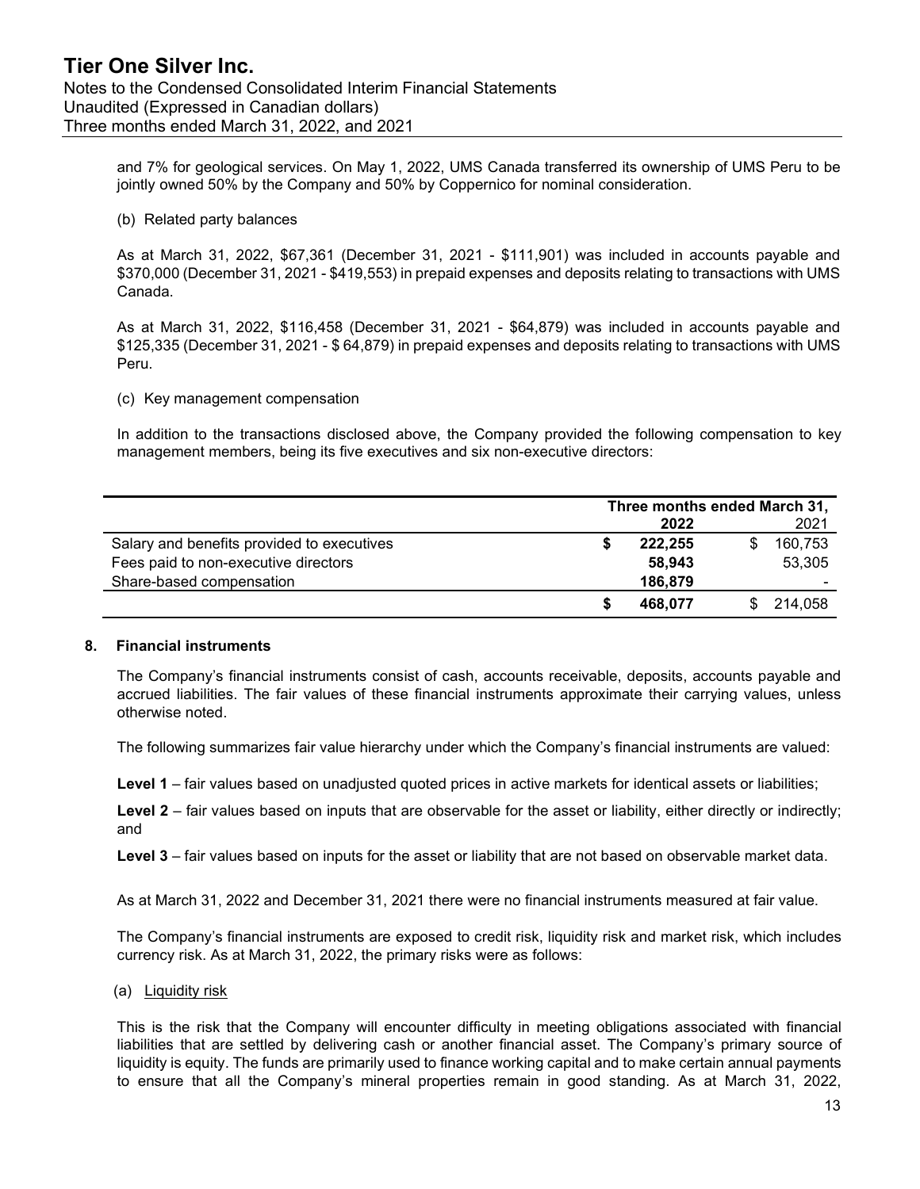and 7% for geological services. On May 1, 2022, UMS Canada transferred its ownership of UMS Peru to be jointly owned 50% by the Company and 50% by Coppernico for nominal consideration.

(b) Related party balances

As at March 31, 2022, $67,361 (December 31, 2021 - $111,901) was included in accounts payable and $370,000 (December 31, 2021 - $419,553) in prepaid expenses and deposits relating to transactions with UMS Canada.

As at March 31, 2022, $116,458 (December 31, 2021 - $64,879) was included in accounts payable and $125,335 (December 31, 2021 - $ 64,879) in prepaid expenses and deposits relating to transactions with UMS Peru.

(c) Key management compensation

In addition to the transactions disclosed above, the Company provided the following compensation to key management members, being its five executives and six non-executive directors:

| | Three months ended March 31, | |
|---|---|---|
| | **2022** | 2021 |
| Salary and benefits provided to executives | **$ 222,255** | $ 160,753 |
| Fees paid to non-executive directors | **58,943** | 53,305 |
| Share-based compensation | **186,879** | - |
| | **$ 468,077** | $ 214,058 |

## 8. Financial instruments

The Company's financial instruments consist of cash, accounts receivable, deposits, accounts payable and accrued liabilities. The fair values of these financial instruments approximate their carrying values, unless otherwise noted.

The following summarizes fair value hierarchy under which the Company's financial instruments are valued:

**Level 1** – fair values based on unadjusted quoted prices in active markets for identical assets or liabilities;

**Level 2** – fair values based on inputs that are observable for the asset or liability, either directly or indirectly; and

**Level 3** – fair values based on inputs for the asset or liability that are not based on observable market data.

As at March 31, 2022 and December 31, 2021 there were no financial instruments measured at fair value.

The Company's financial instruments are exposed to credit risk, liquidity risk and market risk, which includes currency risk. As at March 31, 2022, the primary risks were as follows:

(a) Liquidity risk

This is the risk that the Company will encounter difficulty in meeting obligations associated with financial liabilities that are settled by delivering cash or another financial asset. The Company's primary source of liquidity is equity. The funds are primarily used to finance working capital and to make certain annual payments to ensure that all the Company's mineral properties remain in good standing. As at March 31, 2022,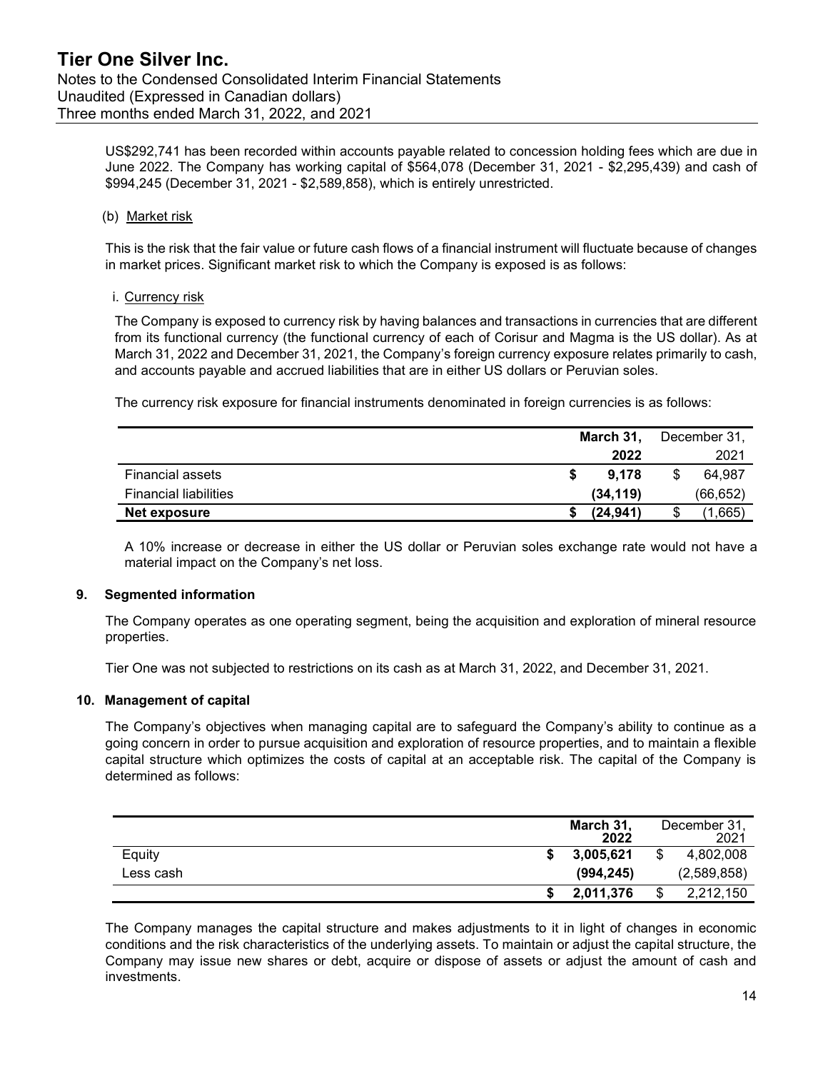US$292,741 has been recorded within accounts payable related to concession holding fees which are due in June 2022. The Company has working capital of $564,078 (December 31, 2021 - $2,295,439) and cash of $994,245 (December 31, 2021 - $2,589,858), which is entirely unrestricted.

(b) Market risk

This is the risk that the fair value or future cash flows of a financial instrument will fluctuate because of changes in market prices. Significant market risk to which the Company is exposed is as follows:

i. Currency risk

The Company is exposed to currency risk by having balances and transactions in currencies that are different from its functional currency (the functional currency of each of Corisur and Magma is the US dollar). As at March 31, 2022 and December 31, 2021, the Company's foreign currency exposure relates primarily to cash, and accounts payable and accrued liabilities that are in either US dollars or Peruvian soles.

The currency risk exposure for financial instruments denominated in foreign currencies is as follows:

| | **March 31, 2022** | December 31, 2021 |
|---|---|---|
| Financial assets | **$ 9,178** | $ 64,987 |
| Financial liabilities | **(34,119)** | (66,652) |
| **Net exposure** | **$ (24,941)** | $ (1,665) |

A 10% increase or decrease in either the US dollar or Peruvian soles exchange rate would not have a material impact on the Company's net loss.

### 9. Segmented information

The Company operates as one operating segment, being the acquisition and exploration of mineral resource properties.

Tier One was not subjected to restrictions on its cash as at March 31, 2022, and December 31, 2021.

### 10. Management of capital

The Company's objectives when managing capital are to safeguard the Company's ability to continue as a going concern in order to pursue acquisition and exploration of resource properties, and to maintain a flexible capital structure which optimizes the costs of capital at an acceptable risk. The capital of the Company is determined as follows:

| | **March 31, 2022** | December 31, 2021 |
|---|---|---|
| Equity | **$ 3,005,621** | $ 4,802,008 |
| Less cash | **(994,245)** | (2,589,858) |
| | **$ 2,011,376** | $ 2,212,150 |

The Company manages the capital structure and makes adjustments to it in light of changes in economic conditions and the risk characteristics of the underlying assets. To maintain or adjust the capital structure, the Company may issue new shares or debt, acquire or dispose of assets or adjust the amount of cash and investments.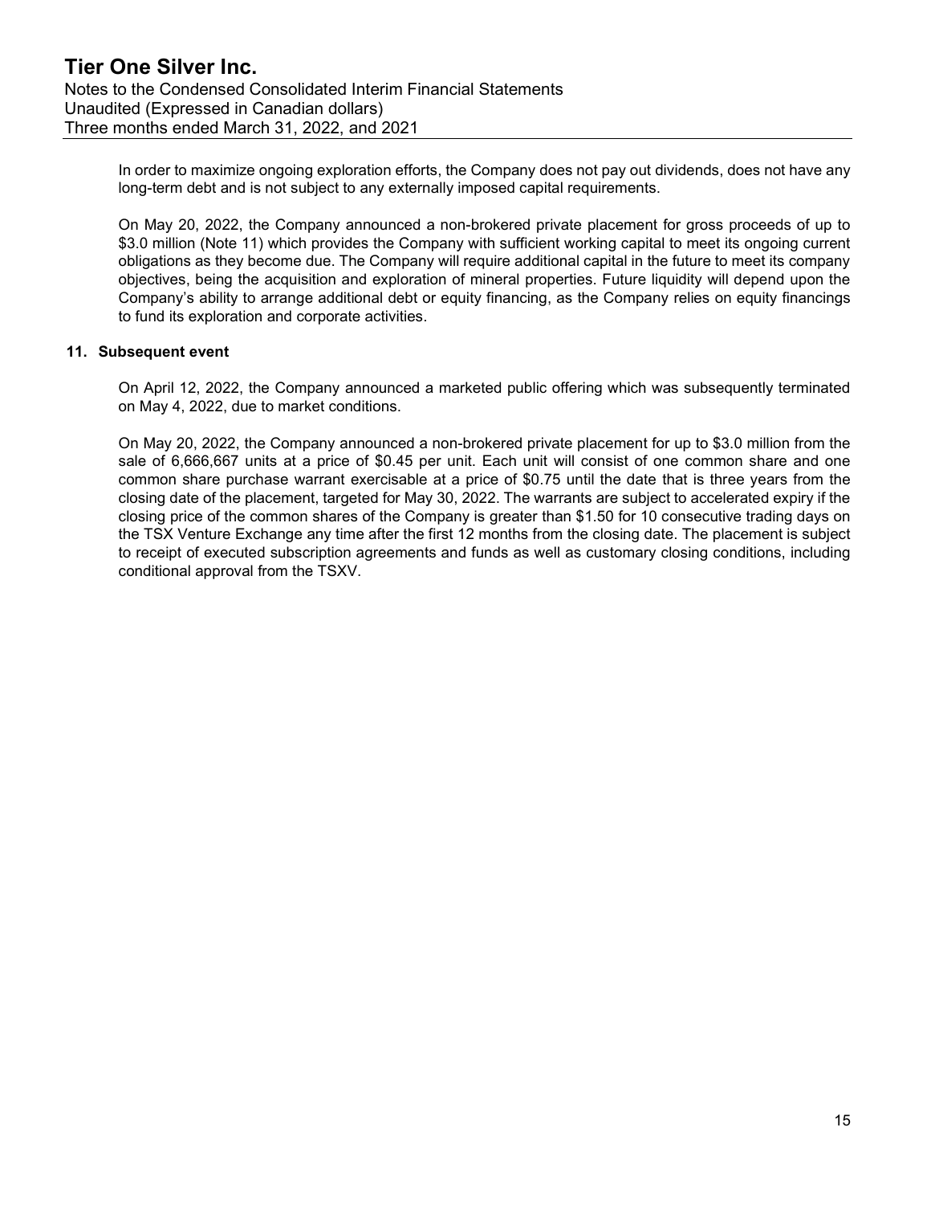In order to maximize ongoing exploration efforts, the Company does not pay out dividends, does not have any long-term debt and is not subject to any externally imposed capital requirements.

On May 20, 2022, the Company announced a non-brokered private placement for gross proceeds of up to $3.0 million (Note 11) which provides the Company with sufficient working capital to meet its ongoing current obligations as they become due. The Company will require additional capital in the future to meet its company objectives, being the acquisition and exploration of mineral properties. Future liquidity will depend upon the Company's ability to arrange additional debt or equity financing, as the Company relies on equity financings to fund its exploration and corporate activities.

## 11. Subsequent event

On April 12, 2022, the Company announced a marketed public offering which was subsequently terminated on May 4, 2022, due to market conditions.

On May 20, 2022, the Company announced a non-brokered private placement for up to $3.0 million from the sale of 6,666,667 units at a price of $0.45 per unit. Each unit will consist of one common share and one common share purchase warrant exercisable at a price of $0.75 until the date that is three years from the closing date of the placement, targeted for May 30, 2022. The warrants are subject to accelerated expiry if the closing price of the common shares of the Company is greater than $1.50 for 10 consecutive trading days on the TSX Venture Exchange any time after the first 12 months from the closing date. The placement is subject to receipt of executed subscription agreements and funds as well as customary closing conditions, including conditional approval from the TSXV.